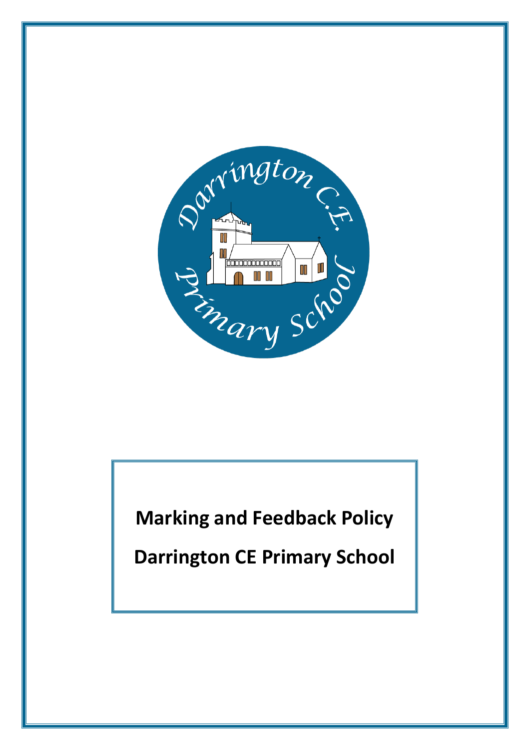# Marking and Feedback Policy

# Darrington CE Primary School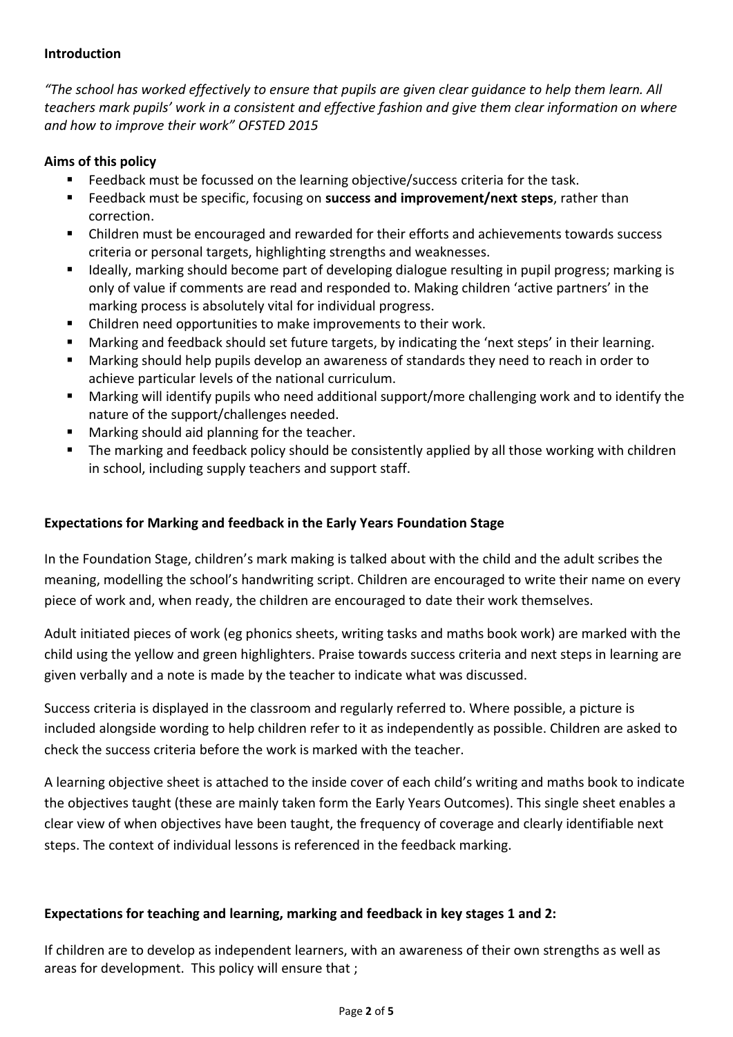**Introduction**

*"The school has worked effectively to ensure that pupils are given clear guidance to help them learn. All teachers mark pupils' work in a consistent and effective fashion and give them clear information on where and how to improve their work" OFSTED 2015*

**Aims of this policy**

- Feedback must be focussed on the learning objective/success criteria for the task.
- Feedback must be specific, focusing on **success and improvement/next steps**, rather than correction.
- Children must be encouraged and rewarded for their efforts and achievements towards success criteria or personal targets, highlighting strengths and weaknesses.
- Ideally, marking should become part of developing dialogue resulting in pupil progress; marking is only of value if comments are read and responded to. Making children 'active partners' in the marking process is absolutely vital for individual progress.
- Children need opportunities to make improvements to their work.
- Marking and feedback should set future targets, by indicating the 'next steps' in their learning.
- Marking should help pupils develop an awareness of standards they need to reach in order to achieve particular levels of the national curriculum.
- Marking will identify pupils who need additional support/more challenging work and to identify the nature of the support/challenges needed.
- Marking should aid planning for the teacher.
- The marking and feedback policy should be consistently applied by all those working with children in school, including supply teachers and support staff.

**Expectations for Marking and feedback in the Early Years Foundation Stage**

In the Foundation Stage, children's mark making is talked about with the child and the adult scribes the meaning, modelling the school's handwriting script. Children are encouraged to write their name on every piece of work and, when ready, the children are encouraged to date their work themselves.

Adult initiated pieces of work (eg phonics sheets, writing tasks and maths book work) are marked with the child using the yellow and green highlighters. Praise towards success criteria and next steps in learning are given verbally and a note is made by the teacher to indicate what was discussed.

Success criteria is displayed in the classroom and regularly referred to. Where possible, a picture is included alongside wording to help children refer to it as independently as possible. Children are asked to check the success criteria before the work is marked with the teacher.

A learning objective sheet is attached to the inside cover of each child's writing and maths book to indicate the objectives taught (these are mainly taken form the Early Years Outcomes). This single sheet enables a clear view of when objectives have been taught, the frequency of coverage and clearly identifiable next steps. The context of individual lessons is referenced in the feedback marking.

**Expectations for teaching and learning, marking and feedback in key stages 1 and 2:**

If children are to develop as independent learners, with an awareness of their own strengths as well as areas for development. This policy will ensure that ;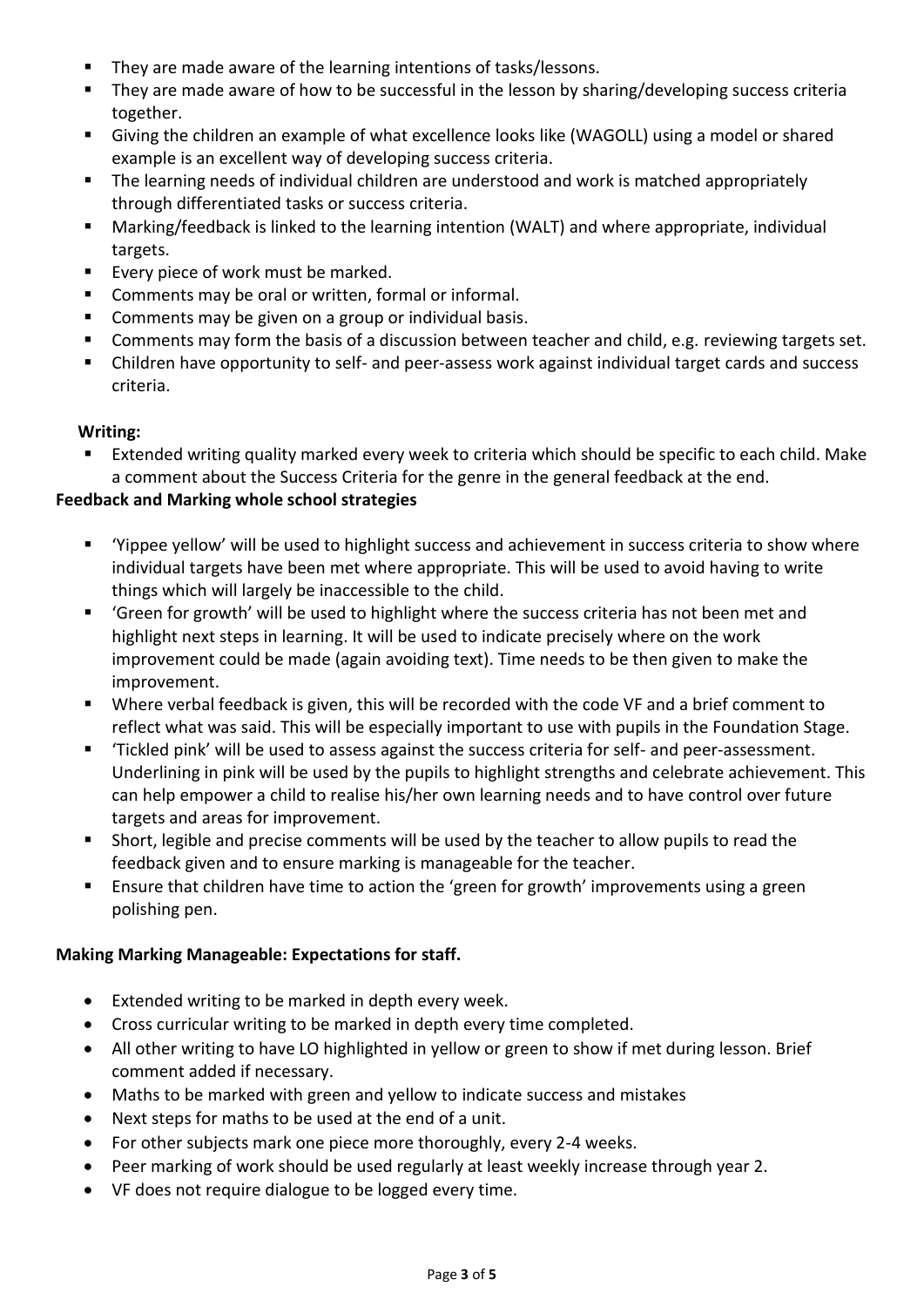- They are made aware of the learning intentions of tasks/lessons.
- They are made aware of how to be successful in the lesson by sharing/developing success criteria together.
- Giving the children an example of what excellence looks like (WAGOLL) using a model or shared example is an excellent way of developing success criteria.
- The learning needs of individual children are understood and work is matched appropriately through differentiated tasks or success criteria.
- Marking/feedback is linked to the learning intention (WALT) and where appropriate, individual targets.
- Every piece of work must be marked.
- Comments may be oral or written, formal or informal.
- Comments may be given on a group or individual basis.
- Comments may form the basis of a discussion between teacher and child, e.g. reviewing targets set.
- Children have opportunity to self- and peer-assess work against individual target cards and success criteria.

**Writing:**

- Extended writing quality marked every week to criteria which should be specific to each child. Make a comment about the Success Criteria for the genre in the general feedback at the end.

**Feedback and Marking whole school strategies**

- 'Yippee yellow' will be used to highlight success and achievement in success criteria to show where individual targets have been met where appropriate. This will be used to avoid having to write things which will largely be inaccessible to the child.
- 'Green for growth' will be used to highlight where the success criteria has not been met and highlight next steps in learning. It will be used to indicate precisely where on the work improvement could be made (again avoiding text). Time needs to be then given to make the improvement.
- Where verbal feedback is given, this will be recorded with the code VF and a brief comment to reflect what was said. This will be especially important to use with pupils in the Foundation Stage.
- 'Tickled pink' will be used to assess against the success criteria for self- and peer-assessment. Underlining in pink will be used by the pupils to highlight strengths and celebrate achievement. This can help empower a child to realise his/her own learning needs and to have control over future targets and areas for improvement.
- Short, legible and precise comments will be used by the teacher to allow pupils to read the feedback given and to ensure marking is manageable for the teacher.
- Ensure that children have time to action the 'green for growth' improvements using a green polishing pen.

**Making Marking Manageable: Expectations for staff.**

- Extended writing to be marked in depth every week.
- Cross curricular writing to be marked in depth every time completed.
- All other writing to have LO highlighted in yellow or green to show if met during lesson. Brief comment added if necessary.
- Maths to be marked with green and yellow to indicate success and mistakes
- Next steps for maths to be used at the end of a unit.
- For other subjects mark one piece more thoroughly, every 2-4 weeks.
- Peer marking of work should be used regularly at least weekly increase through year 2.
- VF does not require dialogue to be logged every time.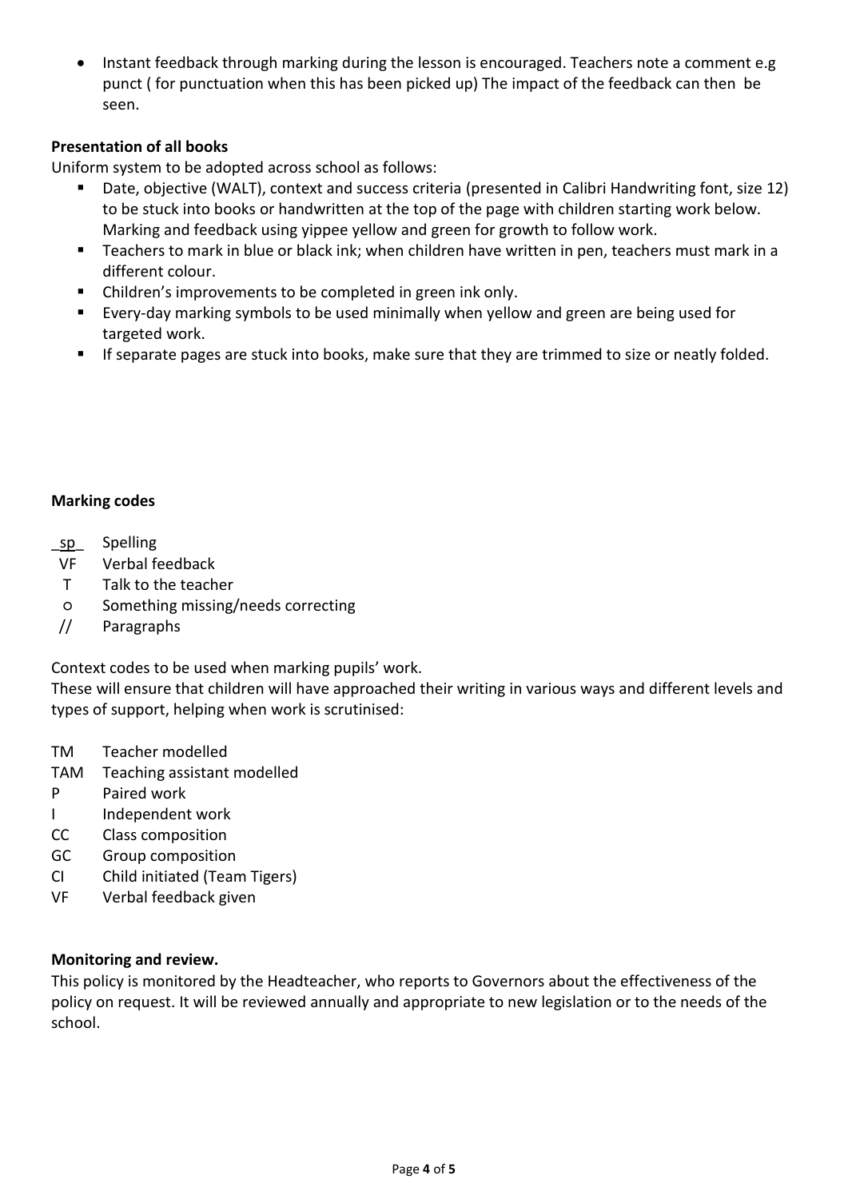- Instant feedback through marking during the lesson is encouraged. Teachers note a comment e.g punct ( for punctuation when this has been picked up) The impact of the feedback can then be seen.

**Presentation of all books**

Uniform system to be adopted across school as follows:

- Date, objective (WALT), context and success criteria (presented in Calibri Handwriting font, size 12) to be stuck into books or handwritten at the top of the page with children starting work below. Marking and feedback using yippee yellow and green for growth to follow work.
- Teachers to mark in blue or black ink; when children have written in pen, teachers must mark in a different colour.
- Children's improvements to be completed in green ink only.
- Every-day marking symbols to be used minimally when yellow and green are being used for targeted work.
- If separate pages are stuck into books, make sure that they are trimmed to size or neatly folded.

**Marking codes**

_sp_ Spelling
VF Verbal feedback
T Talk to the teacher
○ Something missing/needs correcting
// Paragraphs

Context codes to be used when marking pupils' work.
These will ensure that children will have approached their writing in various ways and different levels and types of support, helping when work is scrutinised:

TM Teacher modelled
TAM Teaching assistant modelled
P Paired work
I Independent work
CC Class composition
GC Group composition
CI Child initiated (Team Tigers)
VF Verbal feedback given

**Monitoring and review.**

This policy is monitored by the Headteacher, who reports to Governors about the effectiveness of the policy on request. It will be reviewed annually and appropriate to new legislation or to the needs of the school.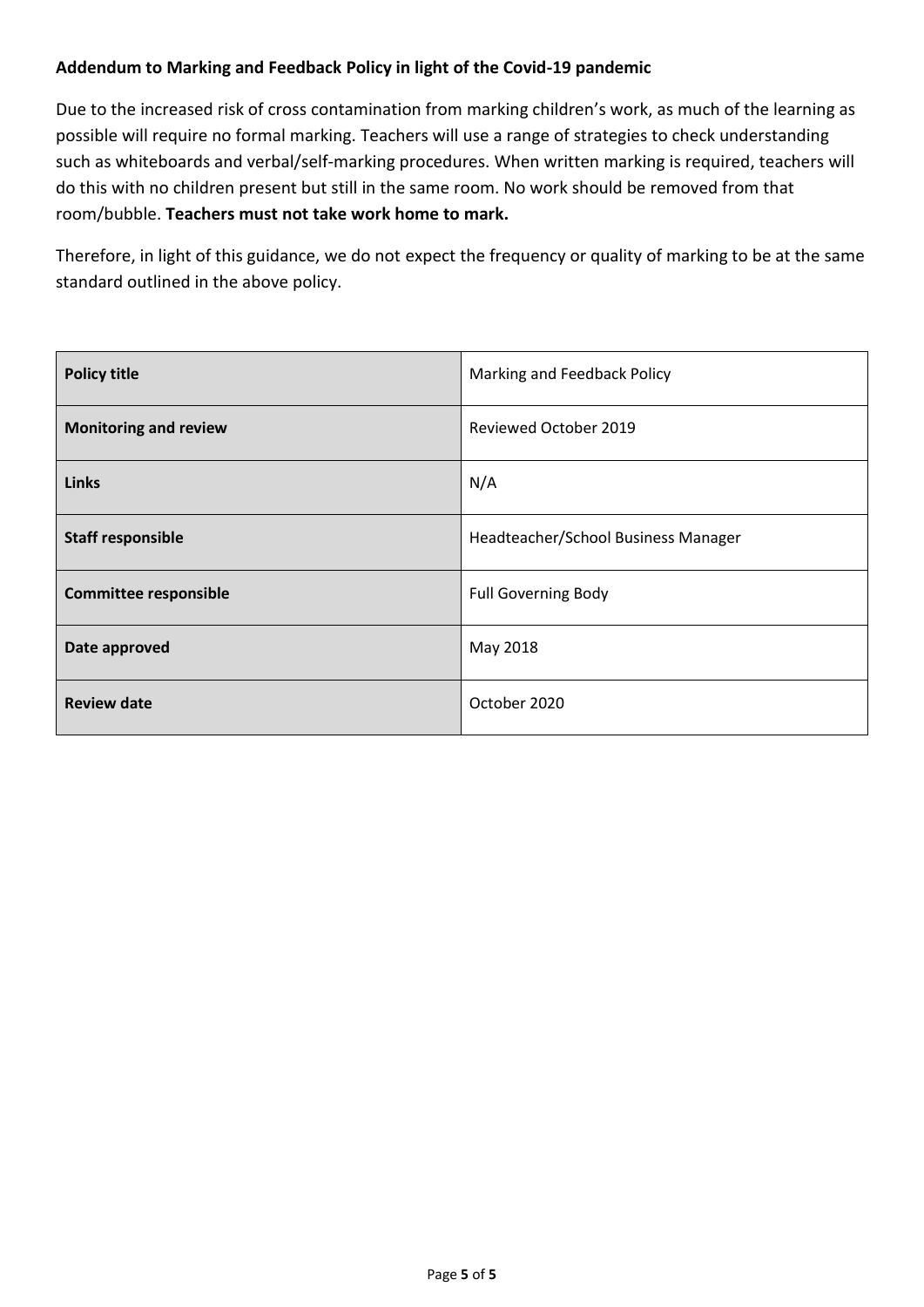**Addendum to Marking and Feedback Policy in light of the Covid-19 pandemic**

Due to the increased risk of cross contamination from marking children's work, as much of the learning as possible will require no formal marking. Teachers will use a range of strategies to check understanding such as whiteboards and verbal/self-marking procedures. When written marking is required, teachers will do this with no children present but still in the same room. No work should be removed from that room/bubble. **Teachers must not take work home to mark.**

Therefore, in light of this guidance, we do not expect the frequency or quality of marking to be at the same standard outlined in the above policy.

| | |
|---|---|
| **Policy title** | Marking and Feedback Policy |
| **Monitoring and review** | Reviewed October 2019 |
| **Links** | N/A |
| **Staff responsible** | Headteacher/School Business Manager |
| **Committee responsible** | Full Governing Body |
| **Date approved** | May 2018 |
| **Review date** | October 2020 |